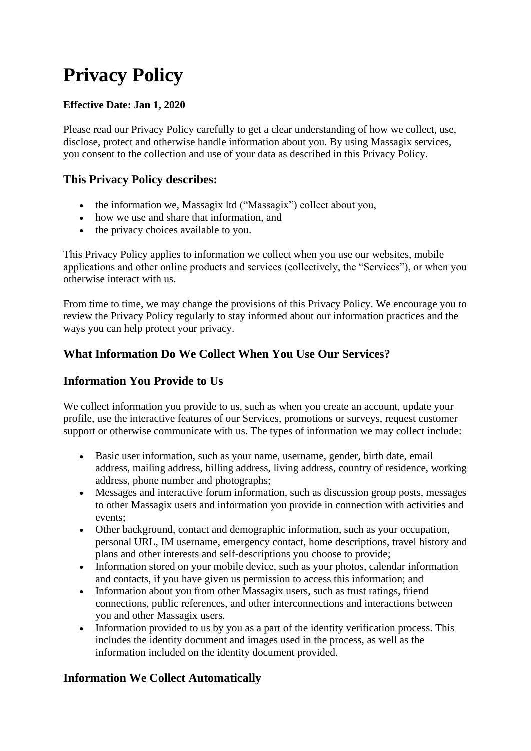# Privacy Policy

**Effective Date: Jan 1, 2020**

Please read our Privacy Policy carefully to get a clear understanding of how we collect, use, disclose, protect and otherwise handle information about you. By using Massagix services, you consent to the collection and use of your data as described in this Privacy Policy.

## This Privacy Policy describes:

- the information we, Massagix ltd ("Massagix") collect about you,
- how we use and share that information, and
- the privacy choices available to you.

This Privacy Policy applies to information we collect when you use our websites, mobile applications and other online products and services (collectively, the "Services"), or when you otherwise interact with us.

From time to time, we may change the provisions of this Privacy Policy. We encourage you to review the Privacy Policy regularly to stay informed about our information practices and the ways you can help protect your privacy.

## What Information Do We Collect When You Use Our Services?

## Information You Provide to Us

We collect information you provide to us, such as when you create an account, update your profile, use the interactive features of our Services, promotions or surveys, request customer support or otherwise communicate with us. The types of information we may collect include:

- Basic user information, such as your name, username, gender, birth date, email address, mailing address, billing address, living address, country of residence, working address, phone number and photographs;
- Messages and interactive forum information, such as discussion group posts, messages to other Massagix users and information you provide in connection with activities and events;
- Other background, contact and demographic information, such as your occupation, personal URL, IM username, emergency contact, home descriptions, travel history and plans and other interests and self-descriptions you choose to provide;
- Information stored on your mobile device, such as your photos, calendar information and contacts, if you have given us permission to access this information; and
- Information about you from other Massagix users, such as trust ratings, friend connections, public references, and other interconnections and interactions between you and other Massagix users.
- Information provided to us by you as a part of the identity verification process. This includes the identity document and images used in the process, as well as the information included on the identity document provided.

## Information We Collect Automatically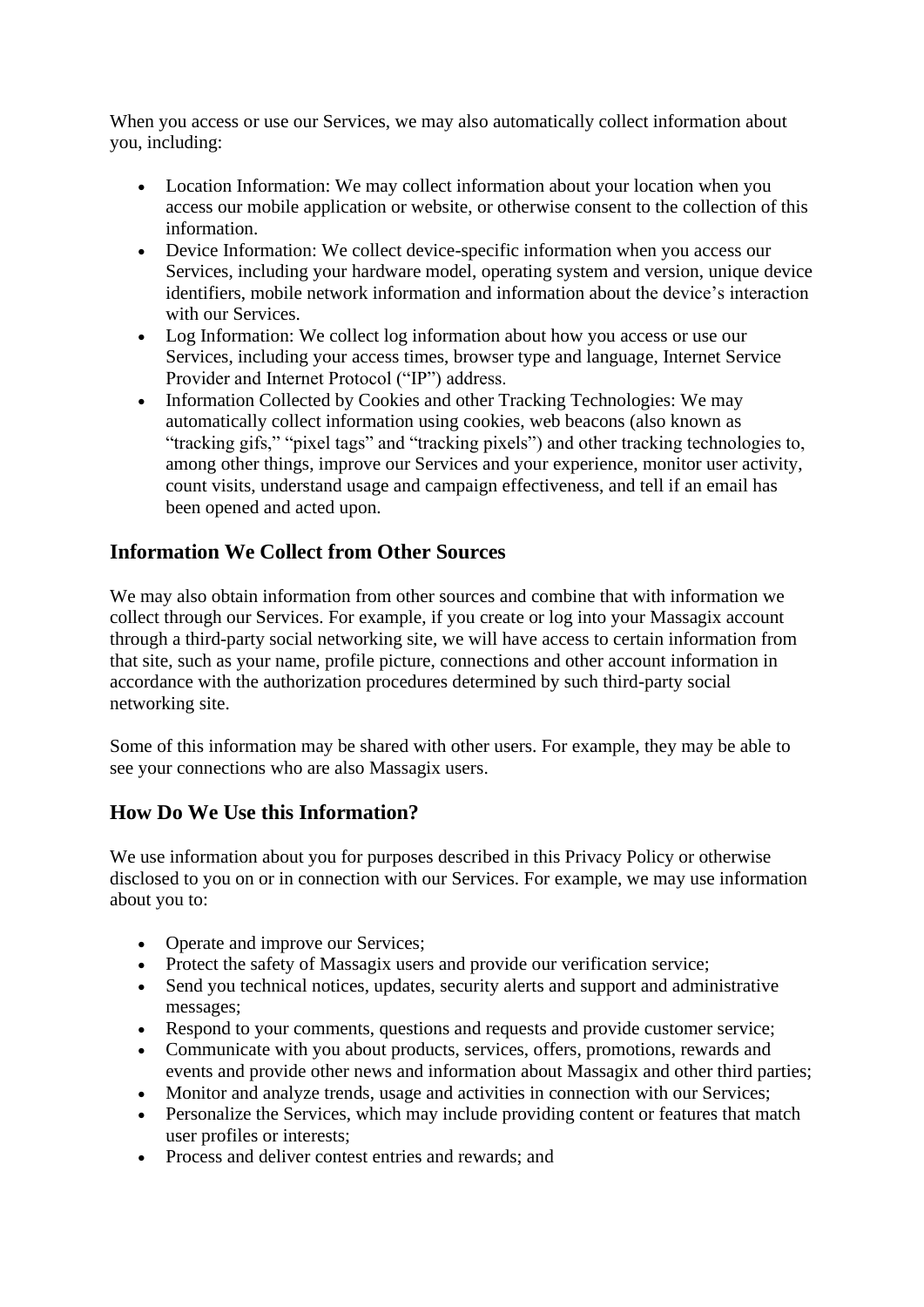When you access or use our Services, we may also automatically collect information about you, including:

- Location Information: We may collect information about your location when you access our mobile application or website, or otherwise consent to the collection of this information.
- Device Information: We collect device-specific information when you access our Services, including your hardware model, operating system and version, unique device identifiers, mobile network information and information about the device's interaction with our Services.
- Log Information: We collect log information about how you access or use our Services, including your access times, browser type and language, Internet Service Provider and Internet Protocol ("IP") address.
- Information Collected by Cookies and other Tracking Technologies: We may automatically collect information using cookies, web beacons (also known as "tracking gifs," "pixel tags" and "tracking pixels") and other tracking technologies to, among other things, improve our Services and your experience, monitor user activity, count visits, understand usage and campaign effectiveness, and tell if an email has been opened and acted upon.

## Information We Collect from Other Sources

We may also obtain information from other sources and combine that with information we collect through our Services. For example, if you create or log into your Massagix account through a third-party social networking site, we will have access to certain information from that site, such as your name, profile picture, connections and other account information in accordance with the authorization procedures determined by such third-party social networking site.

Some of this information may be shared with other users. For example, they may be able to see your connections who are also Massagix users.

## How Do We Use this Information?

We use information about you for purposes described in this Privacy Policy or otherwise disclosed to you on or in connection with our Services. For example, we may use information about you to:

- Operate and improve our Services;
- Protect the safety of Massagix users and provide our verification service;
- Send you technical notices, updates, security alerts and support and administrative messages;
- Respond to your comments, questions and requests and provide customer service;
- Communicate with you about products, services, offers, promotions, rewards and events and provide other news and information about Massagix and other third parties;
- Monitor and analyze trends, usage and activities in connection with our Services;
- Personalize the Services, which may include providing content or features that match user profiles or interests;
- Process and deliver contest entries and rewards; and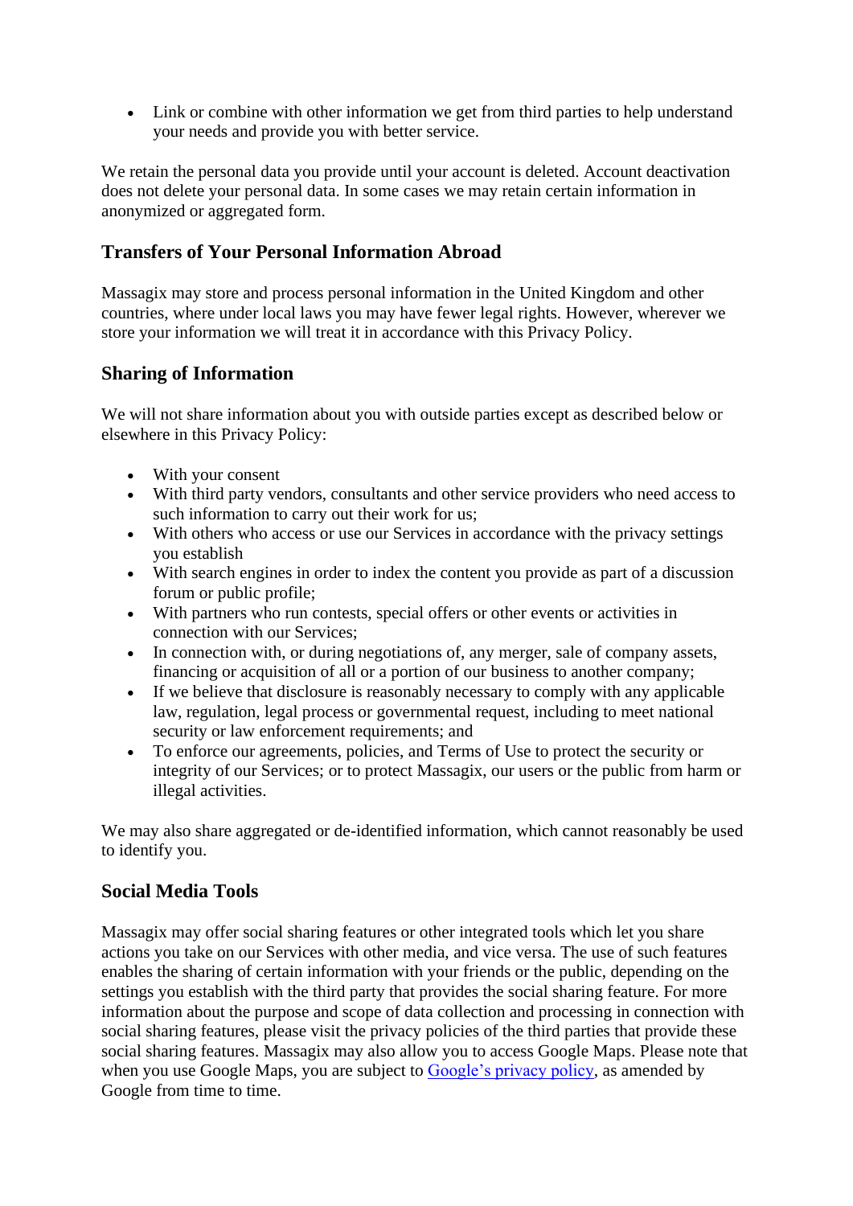- Link or combine with other information we get from third parties to help understand your needs and provide you with better service.

We retain the personal data you provide until your account is deleted. Account deactivation does not delete your personal data. In some cases we may retain certain information in anonymized or aggregated form.

### Transfers of Your Personal Information Abroad

Massagix may store and process personal information in the United Kingdom and other countries, where under local laws you may have fewer legal rights. However, wherever we store your information we will treat it in accordance with this Privacy Policy.

### Sharing of Information

We will not share information about you with outside parties except as described below or elsewhere in this Privacy Policy:

- With your consent
- With third party vendors, consultants and other service providers who need access to such information to carry out their work for us;
- With others who access or use our Services in accordance with the privacy settings you establish
- With search engines in order to index the content you provide as part of a discussion forum or public profile;
- With partners who run contests, special offers or other events or activities in connection with our Services;
- In connection with, or during negotiations of, any merger, sale of company assets, financing or acquisition of all or a portion of our business to another company;
- If we believe that disclosure is reasonably necessary to comply with any applicable law, regulation, legal process or governmental request, including to meet national security or law enforcement requirements; and
- To enforce our agreements, policies, and Terms of Use to protect the security or integrity of our Services; or to protect Massagix, our users or the public from harm or illegal activities.

We may also share aggregated or de-identified information, which cannot reasonably be used to identify you.

### Social Media Tools

Massagix may offer social sharing features or other integrated tools which let you share actions you take on our Services with other media, and vice versa. The use of such features enables the sharing of certain information with your friends or the public, depending on the settings you establish with the third party that provides the social sharing feature. For more information about the purpose and scope of data collection and processing in connection with social sharing features, please visit the privacy policies of the third parties that provide these social sharing features. Massagix may also allow you to access Google Maps. Please note that when you use Google Maps, you are subject to Google's privacy policy, as amended by Google from time to time.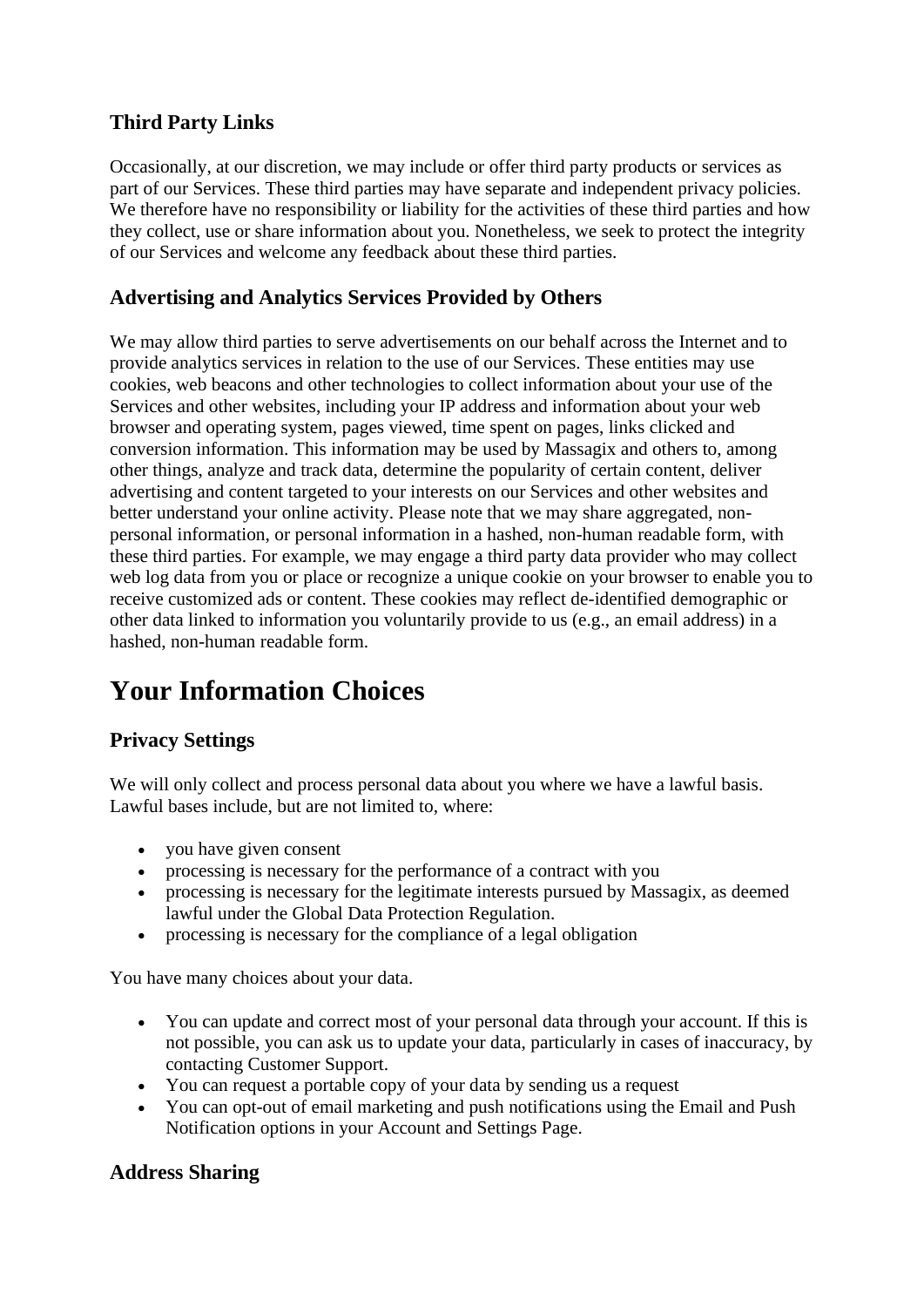### Third Party Links

Occasionally, at our discretion, we may include or offer third party products or services as part of our Services. These third parties may have separate and independent privacy policies. We therefore have no responsibility or liability for the activities of these third parties and how they collect, use or share information about you. Nonetheless, we seek to protect the integrity of our Services and welcome any feedback about these third parties.

### Advertising and Analytics Services Provided by Others

We may allow third parties to serve advertisements on our behalf across the Internet and to provide analytics services in relation to the use of our Services. These entities may use cookies, web beacons and other technologies to collect information about your use of the Services and other websites, including your IP address and information about your web browser and operating system, pages viewed, time spent on pages, links clicked and conversion information. This information may be used by Massagix and others to, among other things, analyze and track data, determine the popularity of certain content, deliver advertising and content targeted to your interests on our Services and other websites and better understand your online activity. Please note that we may share aggregated, non-personal information, or personal information in a hashed, non-human readable form, with these third parties. For example, we may engage a third party data provider who may collect web log data from you or place or recognize a unique cookie on your browser to enable you to receive customized ads or content. These cookies may reflect de-identified demographic or other data linked to information you voluntarily provide to us (e.g., an email address) in a hashed, non-human readable form.

## Your Information Choices

### Privacy Settings

We will only collect and process personal data about you where we have a lawful basis. Lawful bases include, but are not limited to, where:

- you have given consent
- processing is necessary for the performance of a contract with you
- processing is necessary for the legitimate interests pursued by Massagix, as deemed lawful under the Global Data Protection Regulation.
- processing is necessary for the compliance of a legal obligation

You have many choices about your data.

- You can update and correct most of your personal data through your account. If this is not possible, you can ask us to update your data, particularly in cases of inaccuracy, by contacting Customer Support.
- You can request a portable copy of your data by sending us a request
- You can opt-out of email marketing and push notifications using the Email and Push Notification options in your Account and Settings Page.

### Address Sharing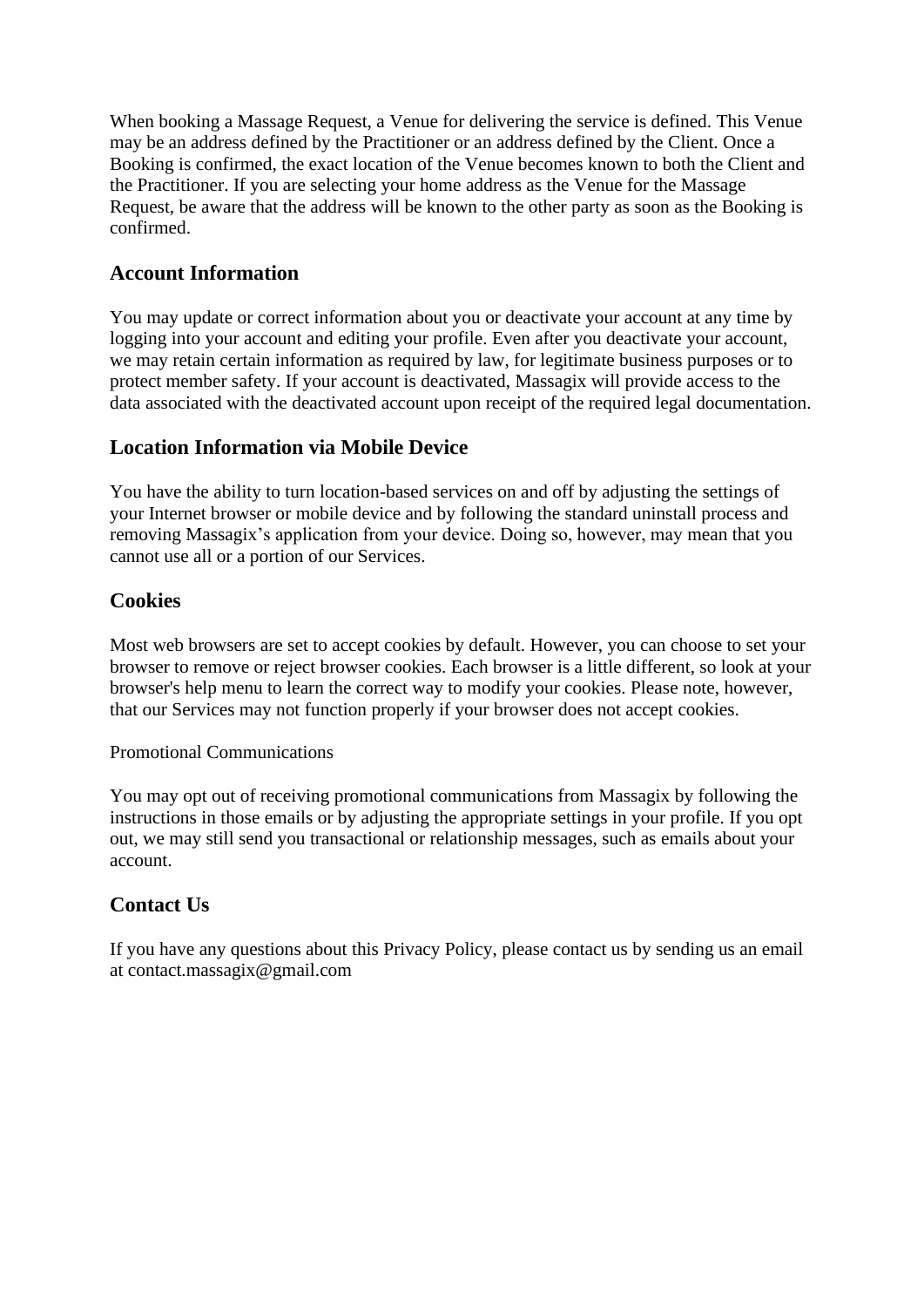When booking a Massage Request, a Venue for delivering the service is defined. This Venue may be an address defined by the Practitioner or an address defined by the Client. Once a Booking is confirmed, the exact location of the Venue becomes known to both the Client and the Practitioner. If you are selecting your home address as the Venue for the Massage Request, be aware that the address will be known to the other party as soon as the Booking is confirmed.

## Account Information

You may update or correct information about you or deactivate your account at any time by logging into your account and editing your profile. Even after you deactivate your account, we may retain certain information as required by law, for legitimate business purposes or to protect member safety. If your account is deactivated, Massagix will provide access to the data associated with the deactivated account upon receipt of the required legal documentation.

## Location Information via Mobile Device

You have the ability to turn location-based services on and off by adjusting the settings of your Internet browser or mobile device and by following the standard uninstall process and removing Massagix's application from your device. Doing so, however, may mean that you cannot use all or a portion of our Services.

## Cookies

Most web browsers are set to accept cookies by default. However, you can choose to set your browser to remove or reject browser cookies. Each browser is a little different, so look at your browser's help menu to learn the correct way to modify your cookies. Please note, however, that our Services may not function properly if your browser does not accept cookies.

Promotional Communications

You may opt out of receiving promotional communications from Massagix by following the instructions in those emails or by adjusting the appropriate settings in your profile. If you opt out, we may still send you transactional or relationship messages, such as emails about your account.

## Contact Us

If you have any questions about this Privacy Policy, please contact us by sending us an email at contact.massagix@gmail.com